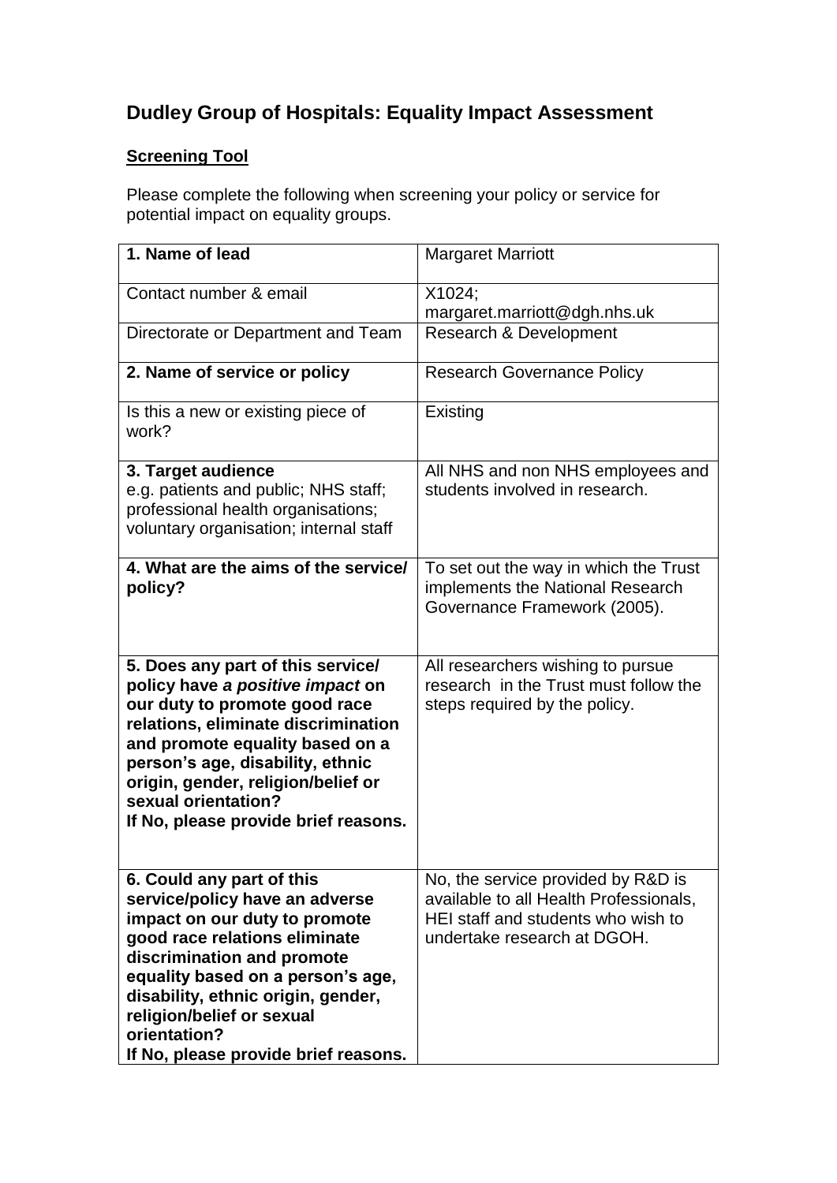# Dudley Group of Hospitals: Equality Impact Assessment

## Screening Tool

Please complete the following when screening your policy or service for potential impact on equality groups.

| | |
|---|---|
| **1. Name of lead** | Margaret Marriott |
| Contact number & email | X1024; margaret.marriott@dgh.nhs.uk |
| Directorate or Department and Team | Research & Development |
| **2. Name of service or policy** | Research Governance Policy |
| Is this a new or existing piece of work? | Existing |
| **3. Target audience**<br>e.g. patients and public; NHS staff; professional health organisations; voluntary organisation; internal staff | All NHS and non NHS employees and students involved in research. |
| **4. What are the aims of the service/ policy?** | To set out the way in which the Trust implements the National Research Governance Framework (2005). |
| **5. Does any part of this service/ policy have *a positive impact* on our duty to promote good race relations, eliminate discrimination and promote equality based on a person's age, disability, ethnic origin, gender, religion/belief or sexual orientation?**<br>**If No, please provide brief reasons.** | All researchers wishing to pursue research in the Trust must follow the steps required by the policy. |
| **6. Could any part of this service/policy have an adverse impact on our duty to promote good race relations eliminate discrimination and promote equality based on a person's age, disability, ethnic origin, gender, religion/belief or sexual orientation?**<br>**If No, please provide brief reasons.** | No, the service provided by R&D is available to all Health Professionals, HEI staff and students who wish to undertake research at DGOH. |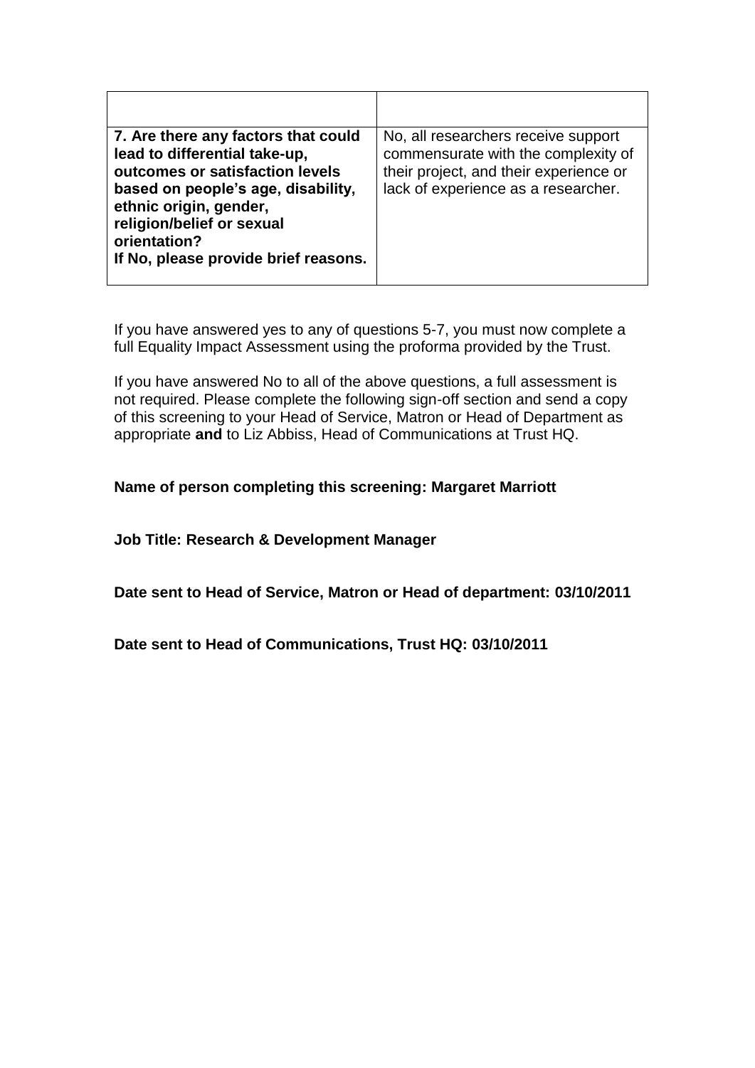| | |
|---|---|
| | |
| **7. Are there any factors that could lead to differential take-up, outcomes or satisfaction levels based on people's age, disability, ethnic origin, gender, religion/belief or sexual orientation?<br>If No, please provide brief reasons.** | No, all researchers receive support commensurate with the complexity of their project, and their experience or lack of experience as a researcher. |

If you have answered yes to any of questions 5-7, you must now complete a full Equality Impact Assessment using the proforma provided by the Trust.

If you have answered No to all of the above questions, a full assessment is not required. Please complete the following sign-off section and send a copy of this screening to your Head of Service, Matron or Head of Department as appropriate **and** to Liz Abbiss, Head of Communications at Trust HQ.

**Name of person completing this screening: Margaret Marriott**

**Job Title: Research & Development Manager**

**Date sent to Head of Service, Matron or Head of department: 03/10/2011**

**Date sent to Head of Communications, Trust HQ: 03/10/2011**